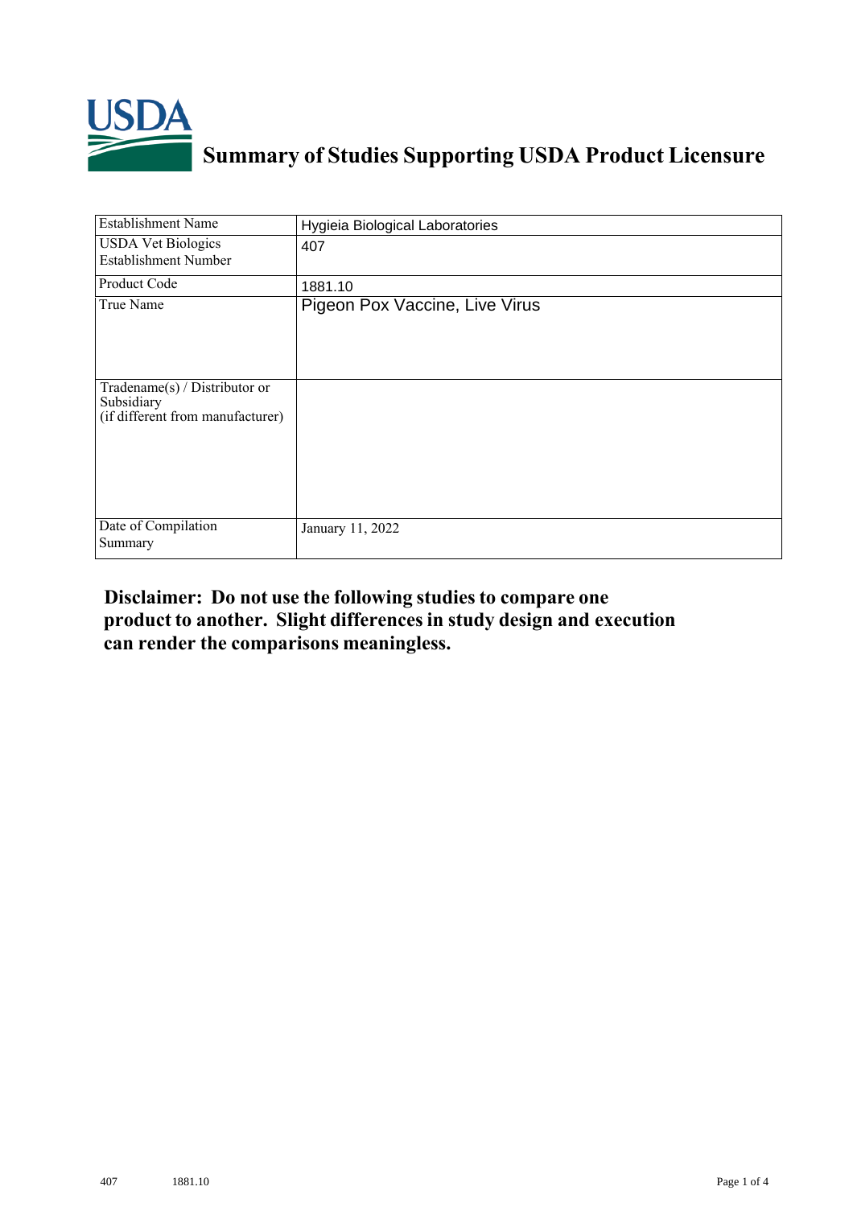# Summary of Studies Supporting USDA Product Licensure

| | |
|---|---|
| Establishment Name | Hygieia Biological Laboratories |
| USDA Vet Biologics Establishment Number | 407 |
| Product Code | 1881.10 |
| True Name | Pigeon Pox Vaccine, Live Virus |
| Tradename(s) / Distributor or Subsidiary (if different from manufacturer) | |
| Date of Compilation Summary | January 11, 2022 |

**Disclaimer: Do not use the following studies to compare one product to another. Slight differences in study design and execution can render the comparisons meaningless.**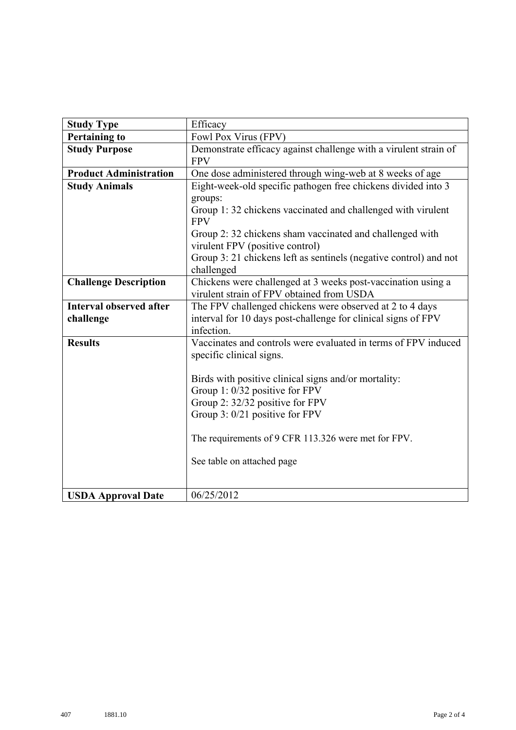| Study Type | Efficacy |
| --- | --- |
| **Pertaining to** | Fowl Pox Virus (FPV) |
| **Study Purpose** | Demonstrate efficacy against challenge with a virulent strain of FPV |
| **Product Administration** | One dose administered through wing-web at 8 weeks of age |
| **Study Animals** | Eight-week-old specific pathogen free chickens divided into 3 groups:<br>Group 1: 32 chickens vaccinated and challenged with virulent FPV<br>Group 2: 32 chickens sham vaccinated and challenged with virulent FPV (positive control)<br>Group 3: 21 chickens left as sentinels (negative control) and not challenged |
| **Challenge Description** | Chickens were challenged at 3 weeks post-vaccination using a virulent strain of FPV obtained from USDA |
| **Interval observed after challenge** | The FPV challenged chickens were observed at 2 to 4 days interval for 10 days post-challenge for clinical signs of FPV infection. |
| **Results** | Vaccinates and controls were evaluated in terms of FPV induced specific clinical signs.<br><br>Birds with positive clinical signs and/or mortality:<br>Group 1: 0/32 positive for FPV<br>Group 2: 32/32 positive for FPV<br>Group 3: 0/21 positive for FPV<br><br>The requirements of 9 CFR 113.326 were met for FPV.<br><br>See table on attached page |
| **USDA Approval Date** | 06/25/2012 |

407 1881.10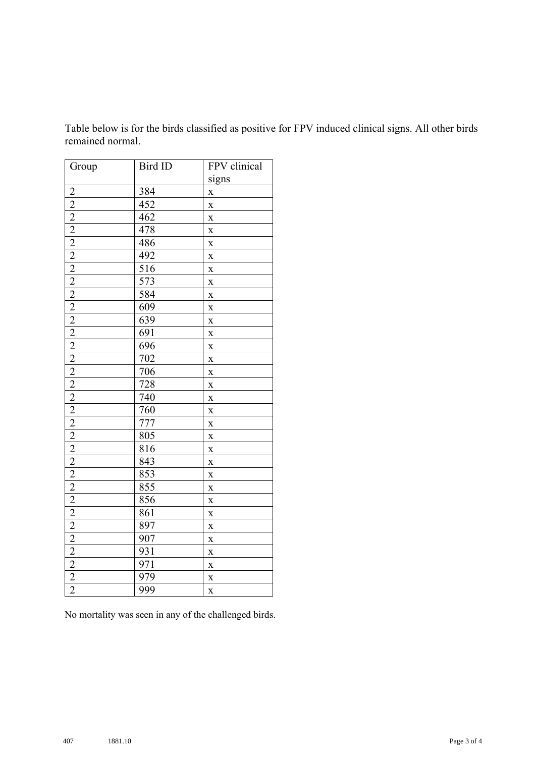Table below is for the birds classified as positive for FPV induced clinical signs. All other birds remained normal.

| Group | Bird ID | FPV clinical signs |
|---|---|---|
| 2 | 384 | x |
| 2 | 452 | x |
| 2 | 462 | x |
| 2 | 478 | x |
| 2 | 486 | x |
| 2 | 492 | x |
| 2 | 516 | x |
| 2 | 573 | x |
| 2 | 584 | x |
| 2 | 609 | x |
| 2 | 639 | x |
| 2 | 691 | x |
| 2 | 696 | x |
| 2 | 702 | x |
| 2 | 706 | x |
| 2 | 728 | x |
| 2 | 740 | x |
| 2 | 760 | x |
| 2 | 777 | x |
| 2 | 805 | x |
| 2 | 816 | x |
| 2 | 843 | x |
| 2 | 853 | x |
| 2 | 855 | x |
| 2 | 856 | x |
| 2 | 861 | x |
| 2 | 897 | x |
| 2 | 907 | x |
| 2 | 931 | x |
| 2 | 971 | x |
| 2 | 979 | x |
| 2 | 999 | x |

No mortality was seen in any of the challenged birds.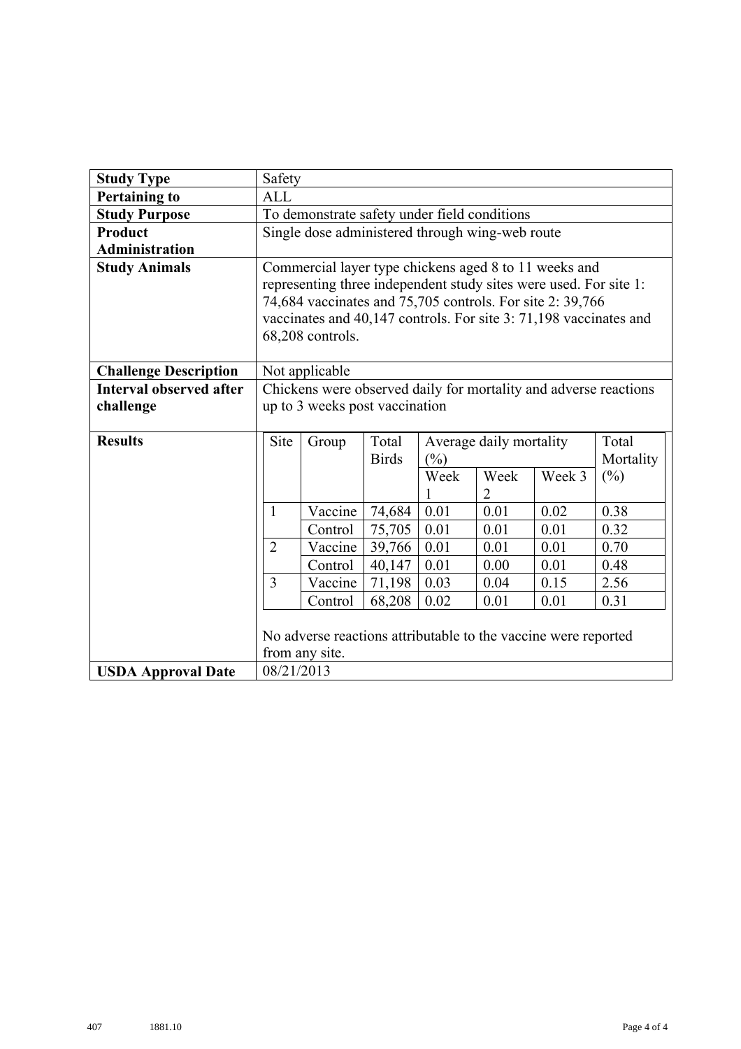| | |
|---|---|
| **Study Type** | Safety |
| **Pertaining to** | ALL |
| **Study Purpose** | To demonstrate safety under field conditions |
| **Product Administration** | Single dose administered through wing-web route |
| **Study Animals** | Commercial layer type chickens aged 8 to 11 weeks and representing three independent study sites were used. For site 1: 74,684 vaccinates and 75,705 controls. For site 2: 39,766 vaccinates and 40,147 controls. For site 3: 71,198 vaccinates and 68,208 controls. |
| **Challenge Description** | Not applicable |
| **Interval observed after challenge** | Chickens were observed daily for mortality and adverse reactions up to 3 weeks post vaccination |
| **Results** | See table below. No adverse reactions attributable to the vaccine were reported from any site. |
| **USDA Approval Date** | 08/21/2013 |

| Site | Group | Total Birds | Average daily mortality (%) | | | Total Mortality (%) |
|---|---|---|---|---|---|---|
| | | | Week 1 | Week 2 | Week 3 | |
| 1 | Vaccine | 74,684 | 0.01 | 0.01 | 0.02 | 0.38 |
| | Control | 75,705 | 0.01 | 0.01 | 0.01 | 0.32 |
| 2 | Vaccine | 39,766 | 0.01 | 0.01 | 0.01 | 0.70 |
| | Control | 40,147 | 0.01 | 0.00 | 0.01 | 0.48 |
| 3 | Vaccine | 71,198 | 0.03 | 0.04 | 0.15 | 2.56 |
| | Control | 68,208 | 0.02 | 0.01 | 0.01 | 0.31 |

No adverse reactions attributable to the vaccine were reported from any site.

407 1881.10